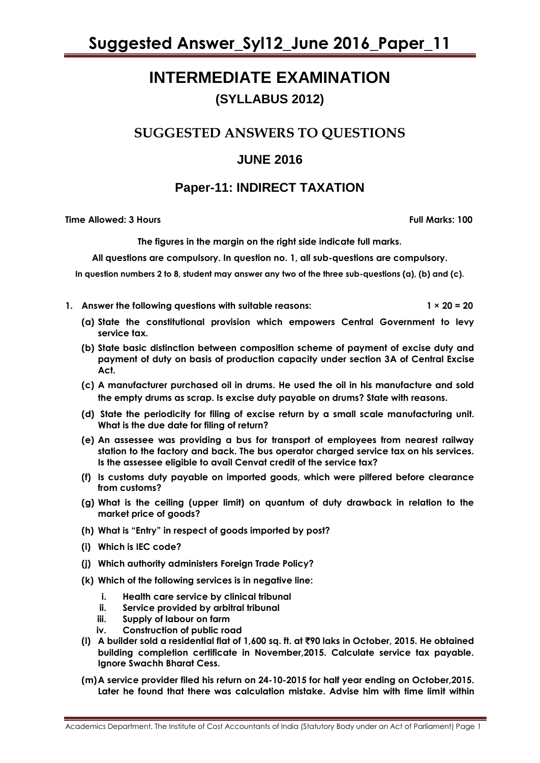# INTERMEDIATE EXAMINATION

## (SYLLABUS 2012)

## SUGGESTED ANSWERS TO QUESTIONS

## JUNE 2016

## Paper-11: INDIRECT TAXATION

**Time Allowed: 3 Hours** **Full Marks: 100**

**The figures in the margin on the right side indicate full marks.**

**All questions are compulsory. In question no. 1, all sub-questions are compulsory.**

**In question numbers 2 to 8, student may answer any two of the three sub-questions (a), (b) and (c).**

**1. Answer the following questions with suitable reasons:** **1 × 20 = 20**

**(a) State the constitutional provision which empowers Central Government to levy service tax.**

**(b) State basic distinction between composition scheme of payment of excise duty and payment of duty on basis of production capacity under section 3A of Central Excise Act.**

**(c) A manufacturer purchased oil in drums. He used the oil in his manufacture and sold the empty drums as scrap. Is excise duty payable on drums? State with reasons.**

**(d) State the periodicity for filing of excise return by a small scale manufacturing unit. What is the due date for filing of return?**

**(e) An assessee was providing a bus for transport of employees from nearest railway station to the factory and back. The bus operator charged service tax on his services. Is the assessee eligible to avail Cenvat credit of the service tax?**

**(f) Is customs duty payable on imported goods, which were pilfered before clearance from customs?**

**(g) What is the ceiling (upper limit) on quantum of duty drawback in relation to the market price of goods?**

**(h) What is "Entry" in respect of goods imported by post?**

**(i) Which is IEC code?**

**(j) Which authority administers Foreign Trade Policy?**

**(k) Which of the following services is in negative line:**

- **i. Health care service by clinical tribunal**
- **ii. Service provided by arbitral tribunal**
- **iii. Supply of labour on farm**
- **iv. Construction of public road**

**(l) A builder sold a residential flat of 1,600 sq. ft. at ₹90 laks in October, 2015. He obtained building completion certificate in November,2015. Calculate service tax payable. Ignore Swachh Bharat Cess.**

**(m) A service provider filed his return on 24-10-2015 for half year ending on October,2015. Later he found that there was calculation mistake. Advise him with time limit within**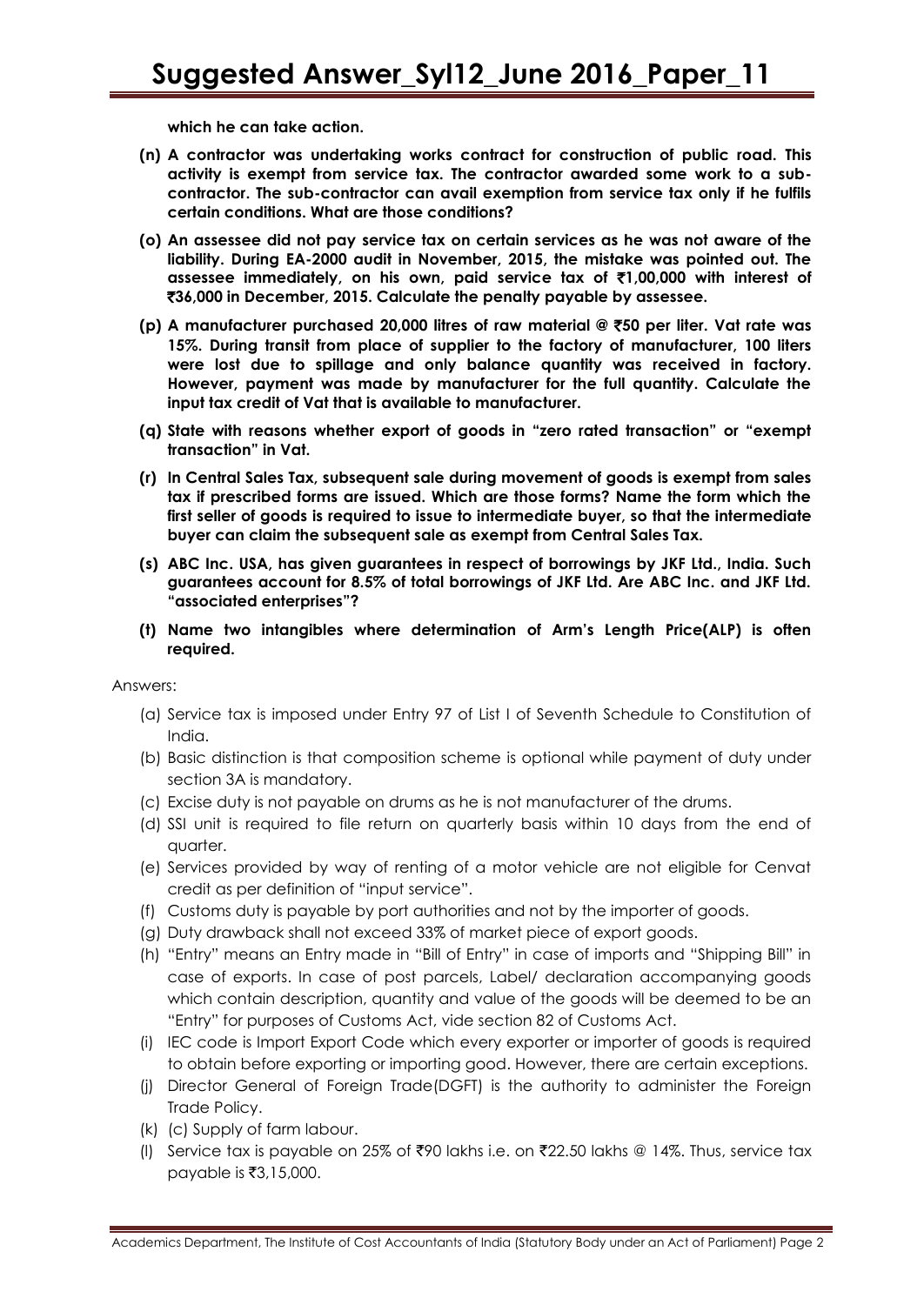**which he can take action.**

**(n) A contractor was undertaking works contract for construction of public road. This activity is exempt from service tax. The contractor awarded some work to a sub-contractor. The sub-contractor can avail exemption from service tax only if he fulfils certain conditions. What are those conditions?**

**(o) An assessee did not pay service tax on certain services as he was not aware of the liability. During EA-2000 audit in November, 2015, the mistake was pointed out. The assessee immediately, on his own, paid service tax of ₹1,00,000 with interest of ₹36,000 in December, 2015. Calculate the penalty payable by assessee.**

**(p) A manufacturer purchased 20,000 litres of raw material @ ₹50 per liter. Vat rate was 15%. During transit from place of supplier to the factory of manufacturer, 100 liters were lost due to spillage and only balance quantity was received in factory. However, payment was made by manufacturer for the full quantity. Calculate the input tax credit of Vat that is available to manufacturer.**

**(q) State with reasons whether export of goods in "zero rated transaction" or "exempt transaction" in Vat.**

**(r) In Central Sales Tax, subsequent sale during movement of goods is exempt from sales tax if prescribed forms are issued. Which are those forms? Name the form which the first seller of goods is required to issue to intermediate buyer, so that the intermediate buyer can claim the subsequent sale as exempt from Central Sales Tax.**

**(s) ABC Inc. USA, has given guarantees in respect of borrowings by JKF Ltd., India. Such guarantees account for 8.5% of total borrowings of JKF Ltd. Are ABC Inc. and JKF Ltd. "associated enterprises"?**

**(t) Name two intangibles where determination of Arm's Length Price(ALP) is often required.**

Answers:

(a) Service tax is imposed under Entry 97 of List I of Seventh Schedule to Constitution of India.

(b) Basic distinction is that composition scheme is optional while payment of duty under section 3A is mandatory.

(c) Excise duty is not payable on drums as he is not manufacturer of the drums.

(d) SSI unit is required to file return on quarterly basis within 10 days from the end of quarter.

(e) Services provided by way of renting of a motor vehicle are not eligible for Cenvat credit as per definition of "input service".

(f) Customs duty is payable by port authorities and not by the importer of goods.

(g) Duty drawback shall not exceed 33% of market piece of export goods.

(h) "Entry" means an Entry made in "Bill of Entry" in case of imports and "Shipping Bill" in case of exports. In case of post parcels, Label/ declaration accompanying goods which contain description, quantity and value of the goods will be deemed to be an "Entry" for purposes of Customs Act, vide section 82 of Customs Act.

(i) IEC code is Import Export Code which every exporter or importer of goods is required to obtain before exporting or importing good. However, there are certain exceptions.

(j) Director General of Foreign Trade(DGFT) is the authority to administer the Foreign Trade Policy.

(k) (c) Supply of farm labour.

(l) Service tax is payable on 25% of ₹90 lakhs i.e. on ₹22.50 lakhs @ 14%. Thus, service tax payable is ₹3,15,000.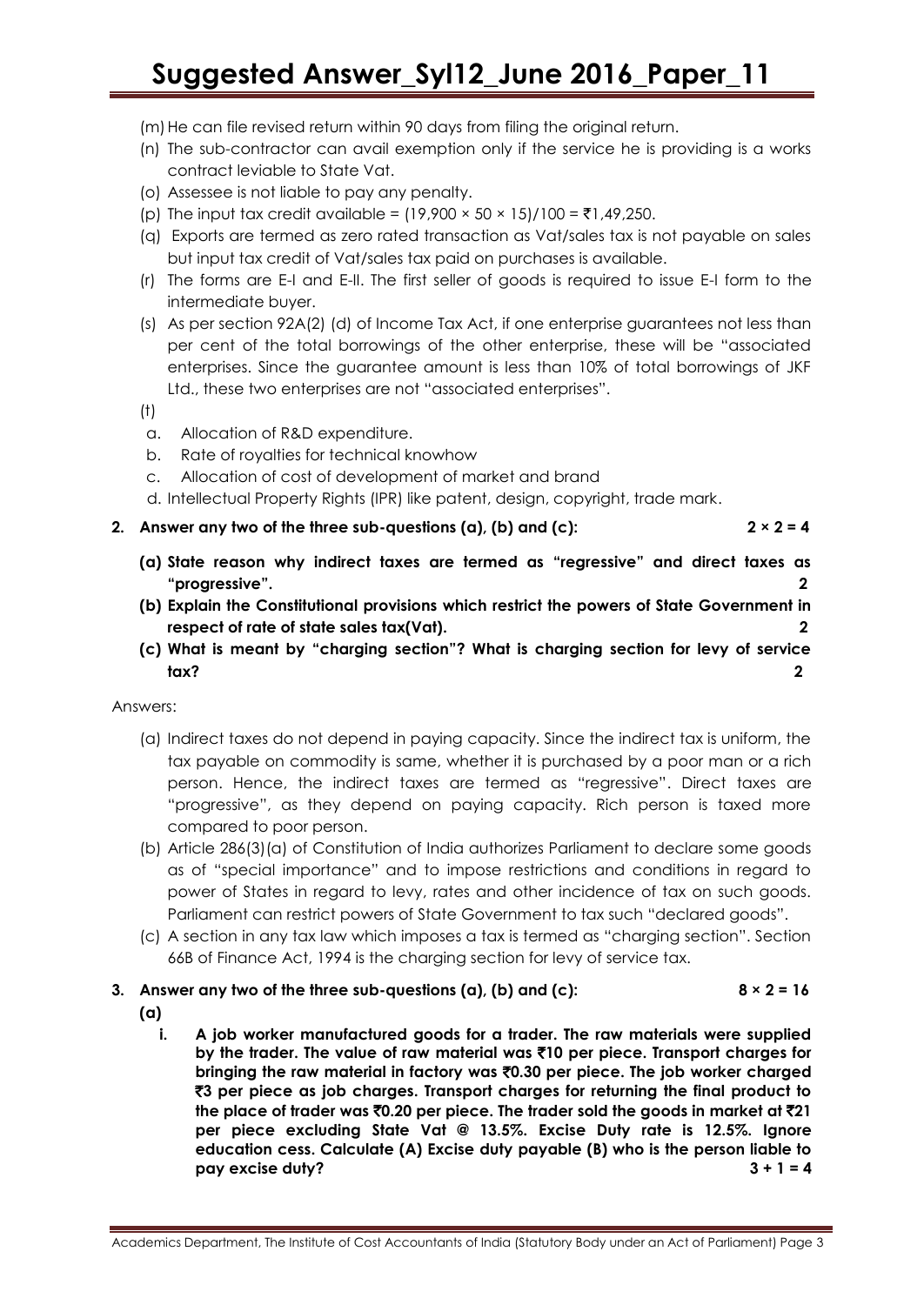(m) He can file revised return within 90 days from filing the original return.

(n) The sub-contractor can avail exemption only if the service he is providing is a works contract leviable to State Vat.

(o) Assessee is not liable to pay any penalty.

(p) The input tax credit available = (19,900 × 50 × 15)/100 = ₹1,49,250.

(q) Exports are termed as zero rated transaction as Vat/sales tax is not payable on sales but input tax credit of Vat/sales tax paid on purchases is available.

(r) The forms are E-I and E-II. The first seller of goods is required to issue E-I form to the intermediate buyer.

(s) As per section 92A(2) (d) of Income Tax Act, if one enterprise guarantees not less than per cent of the total borrowings of the other enterprise, these will be "associated enterprises. Since the guarantee amount is less than 10% of total borrowings of JKF Ltd., these two enterprises are not "associated enterprises".

(t)

a. Allocation of R&D expenditure.
b. Rate of royalties for technical knowhow
c. Allocation of cost of development of market and brand
d. Intellectual Property Rights (IPR) like patent, design, copyright, trade mark.

**2. Answer any two of the three sub-questions (a), (b) and (c): 2 × 2 = 4**

**(a) State reason why indirect taxes are termed as "regressive" and direct taxes as "progressive". 2**

**(b) Explain the Constitutional provisions which restrict the powers of State Government in respect of rate of state sales tax(Vat). 2**

**(c) What is meant by "charging section"? What is charging section for levy of service tax? 2**

Answers:

(a) Indirect taxes do not depend in paying capacity. Since the indirect tax is uniform, the tax payable on commodity is same, whether it is purchased by a poor man or a rich person. Hence, the indirect taxes are termed as "regressive". Direct taxes are "progressive", as they depend on paying capacity. Rich person is taxed more compared to poor person.

(b) Article 286(3)(a) of Constitution of India authorizes Parliament to declare some goods as of "special importance" and to impose restrictions and conditions in regard to power of States in regard to levy, rates and other incidence of tax on such goods. Parliament can restrict powers of State Government to tax such "declared goods".

(c) A section in any tax law which imposes a tax is termed as "charging section". Section 66B of Finance Act, 1994 is the charging section for levy of service tax.

**3. Answer any two of the three sub-questions (a), (b) and (c): 8 × 2 = 16**

**(a)**

**i. A job worker manufactured goods for a trader. The raw materials were supplied by the trader. The value of raw material was ₹10 per piece. Transport charges for bringing the raw material in factory was ₹0.30 per piece. The job worker charged ₹3 per piece as job charges. Transport charges for returning the final product to the place of trader was ₹0.20 per piece. The trader sold the goods in market at ₹21 per piece excluding State Vat @ 13.5%. Excise Duty rate is 12.5%. Ignore education cess. Calculate (A) Excise duty payable (B) who is the person liable to pay excise duty? 3 + 1 = 4**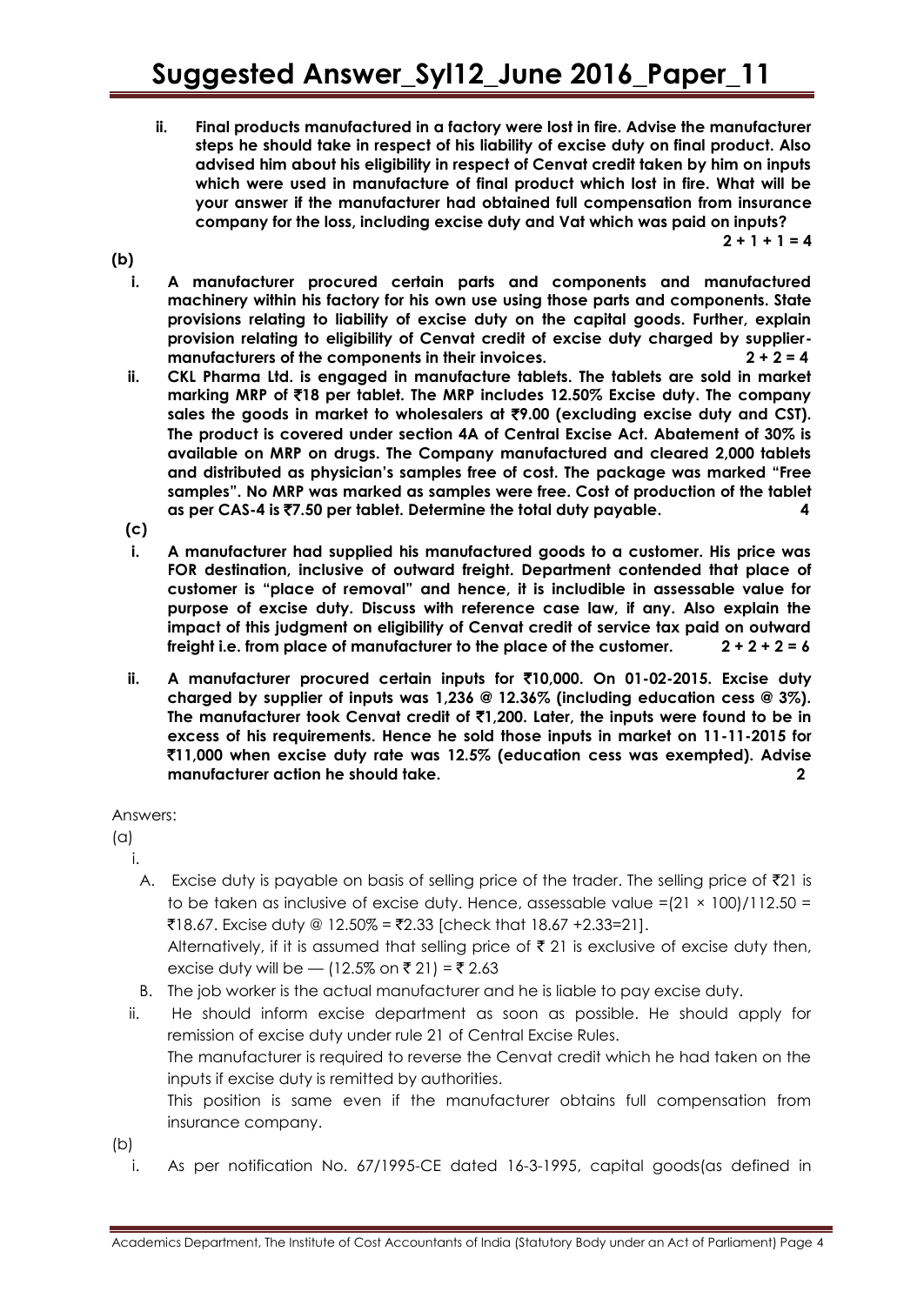ii. **Final products manufactured in a factory were lost in fire. Advise the manufacturer steps he should take in respect of his liability of excise duty on final product. Also advised him about his eligibility in respect of Cenvat credit taken by him on inputs which were used in manufacture of final product which lost in fire. What will be your answer if the manufacturer had obtained full compensation from insurance company for the loss, including excise duty and Vat which was paid on inputs?** **2 + 1 + 1 = 4**

**(b)**

i. **A manufacturer procured certain parts and components and manufactured machinery within his factory for his own use using those parts and components. State provisions relating to liability of excise duty on the capital goods. Further, explain provision relating to eligibility of Cenvat credit of excise duty charged by supplier-manufacturers of the components in their invoices.** **2 + 2 = 4**

ii. **CKL Pharma Ltd. is engaged in manufacture tablets. The tablets are sold in market marking MRP of ₹18 per tablet. The MRP includes 12.50% Excise duty. The company sales the goods in market to wholesalers at ₹9.00 (excluding excise duty and CST). The product is covered under section 4A of Central Excise Act. Abatement of 30% is available on MRP on drugs. The Company manufactured and cleared 2,000 tablets and distributed as physician's samples free of cost. The package was marked "Free samples". No MRP was marked as samples were free. Cost of production of the tablet as per CAS-4 is ₹7.50 per tablet. Determine the total duty payable.** **4**

**(c)**

i. **A manufacturer had supplied his manufactured goods to a customer. His price was FOR destination, inclusive of outward freight. Department contended that place of customer is "place of removal" and hence, it is includible in assessable value for purpose of excise duty. Discuss with reference case law, if any. Also explain the impact of this judgment on eligibility of Cenvat credit of service tax paid on outward freight i.e. from place of manufacturer to the place of the customer.** **2 + 2 + 2 = 6**

ii. **A manufacturer procured certain inputs for ₹10,000. On 01-02-2015. Excise duty charged by supplier of inputs was 1,236 @ 12.36% (including education cess @ 3%). The manufacturer took Cenvat credit of ₹1,200. Later, the inputs were found to be in excess of his requirements. Hence he sold those inputs in market on 11-11-2015 for ₹11,000 when excise duty rate was 12.5% (education cess was exempted). Advise manufacturer action he should take.** **2**

Answers:

(a)

i.

A. Excise duty is payable on basis of selling price of the trader. The selling price of ₹21 is to be taken as inclusive of excise duty. Hence, assessable value $=(21 \times 100)/112.50 =$ ₹18.67. Excise duty @ 12.50% = ₹2.33 [check that 18.67 +2.33=21].
Alternatively, if it is assumed that selling price of ₹ 21 is exclusive of excise duty then, excise duty will be — (12.5% on ₹ 21) = ₹ 2.63

B. The job worker is the actual manufacturer and he is liable to pay excise duty.

ii. He should inform excise department as soon as possible. He should apply for remission of excise duty under rule 21 of Central Excise Rules.
The manufacturer is required to reverse the Cenvat credit which he had taken on the inputs if excise duty is remitted by authorities.
This position is same even if the manufacturer obtains full compensation from insurance company.

(b)

i. As per notification No. 67/1995-CE dated 16-3-1995, capital goods(as defined in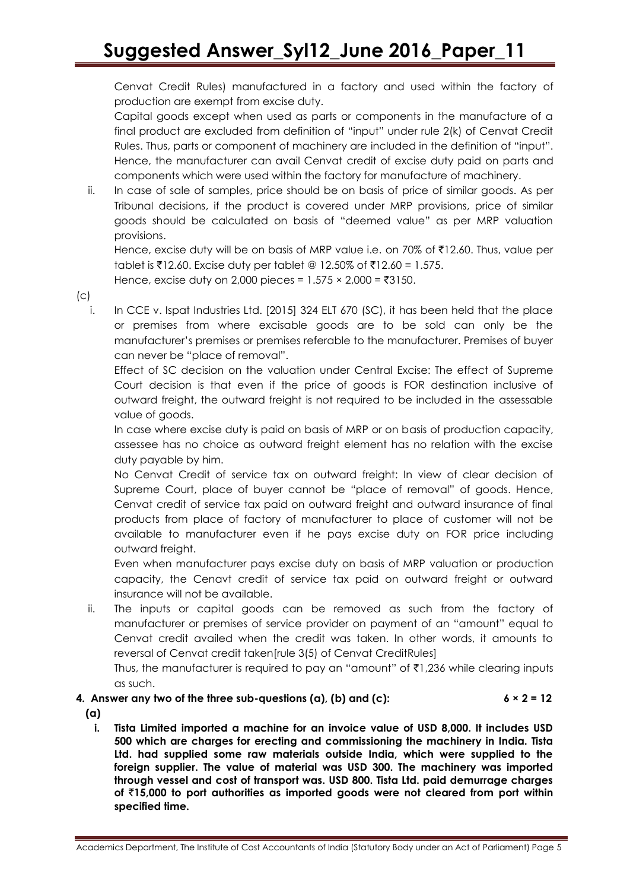Cenvat Credit Rules) manufactured in a factory and used within the factory of production are exempt from excise duty.

Capital goods except when used as parts or components in the manufacture of a final product are excluded from definition of "input" under rule 2(k) of Cenvat Credit Rules. Thus, parts or component of machinery are included in the definition of "input". Hence, the manufacturer can avail Cenvat credit of excise duty paid on parts and components which were used within the factory for manufacture of machinery.

ii. In case of sale of samples, price should be on basis of price of similar goods. As per Tribunal decisions, if the product is covered under MRP provisions, price of similar goods should be calculated on basis of "deemed value" as per MRP valuation provisions.

Hence, excise duty will be on basis of MRP value i.e. on 70% of ₹12.60. Thus, value per tablet is ₹12.60. Excise duty per tablet @ 12.50% of ₹12.60 = 1.575.

Hence, excise duty on 2,000 pieces = 1.575 × 2,000 = ₹3150.

(c)

i. In CCE v. Ispat Industries Ltd. [2015] 324 ELT 670 (SC), it has been held that the place or premises from where excisable goods are to be sold can only be the manufacturer's premises or premises referable to the manufacturer. Premises of buyer can never be "place of removal".

Effect of SC decision on the valuation under Central Excise: The effect of Supreme Court decision is that even if the price of goods is FOR destination inclusive of outward freight, the outward freight is not required to be included in the assessable value of goods.

In case where excise duty is paid on basis of MRP or on basis of production capacity, assessee has no choice as outward freight element has no relation with the excise duty payable by him.

No Cenvat Credit of service tax on outward freight: In view of clear decision of Supreme Court, place of buyer cannot be "place of removal" of goods. Hence, Cenvat credit of service tax paid on outward freight and outward insurance of final products from place of factory of manufacturer to place of customer will not be available to manufacturer even if he pays excise duty on FOR price including outward freight.

Even when manufacturer pays excise duty on basis of MRP valuation or production capacity, the Cenavt credit of service tax paid on outward freight or outward insurance will not be available.

ii. The inputs or capital goods can be removed as such from the factory of manufacturer or premises of service provider on payment of an "amount" equal to Cenvat credit availed when the credit was taken. In other words, it amounts to reversal of Cenvat credit taken[rule 3(5) of Cenvat CreditRules]

Thus, the manufacturer is required to pay an "amount" of ₹1,236 while clearing inputs as such.

**4. Answer any two of the three sub-questions (a), (b) and (c): 6 × 2 = 12**

**(a)**

**i. Tista Limited imported a machine for an invoice value of USD 8,000. It includes USD 500 which are charges for erecting and commissioning the machinery in India. Tista Ltd. had supplied some raw materials outside India, which were supplied to the foreign supplier. The value of material was USD 300. The machinery was imported through vessel and cost of transport was. USD 800. Tista Ltd. paid demurrage charges of ₹15,000 to port authorities as imported goods were not cleared from port within specified time.**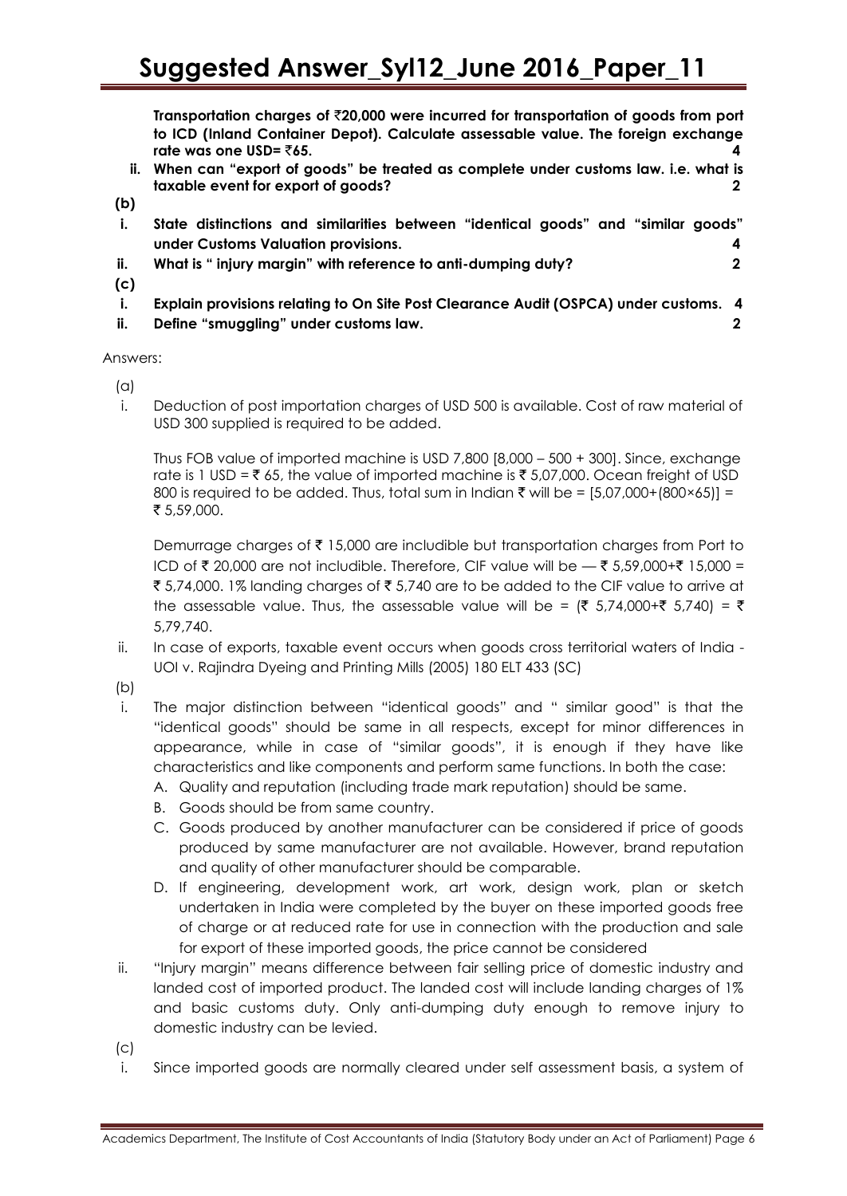**Transportation charges of ₹20,000 were incurred for transportation of goods from port to ICD (Inland Container Depot). Calculate assessable value. The foreign exchange rate was one USD= ₹65.** **4**

ii. **When can "export of goods" be treated as complete under customs law. i.e. what is taxable event for export of goods?** **2**

**(b)**

i. **State distinctions and similarities between "identical goods" and "similar goods" under Customs Valuation provisions.** **4**

ii. **What is " injury margin" with reference to anti-dumping duty?** **2**

**(c)**

i. **Explain provisions relating to On Site Post Clearance Audit (OSPCA) under customs.** **4**

ii. **Define "smuggling" under customs law.** **2**

Answers:

(a)

i. Deduction of post importation charges of USD 500 is available. Cost of raw material of USD 300 supplied is required to be added.

Thus FOB value of imported machine is USD 7,800 [8,000 – 500 + 300]. Since, exchange rate is 1 USD = ₹ 65, the value of imported machine is ₹ 5,07,000. Ocean freight of USD 800 is required to be added. Thus, total sum in Indian ₹ will be = [5,07,000+(800×65)] = ₹ 5,59,000.

Demurrage charges of ₹ 15,000 are includible but transportation charges from Port to ICD of ₹ 20,000 are not includible. Therefore, CIF value will be — ₹ 5,59,000+₹ 15,000 = ₹ 5,74,000. 1% landing charges of ₹ 5,740 are to be added to the CIF value to arrive at the assessable value. Thus, the assessable value will be = (₹ 5,74,000+₹ 5,740) = ₹ 5,79,740.

ii. In case of exports, taxable event occurs when goods cross territorial waters of India - UOI v. Rajindra Dyeing and Printing Mills (2005) 180 ELT 433 (SC)

(b)

i. The major distinction between "identical goods" and " similar good" is that the "identical goods" should be same in all respects, except for minor differences in appearance, while in case of "similar goods", it is enough if they have like characteristics and like components and perform same functions. In both the case:

   A. Quality and reputation (including trade mark reputation) should be same.
   B. Goods should be from same country.
   C. Goods produced by another manufacturer can be considered if price of goods produced by same manufacturer are not available. However, brand reputation and quality of other manufacturer should be comparable.
   D. If engineering, development work, art work, design work, plan or sketch undertaken in India were completed by the buyer on these imported goods free of charge or at reduced rate for use in connection with the production and sale for export of these imported goods, the price cannot be considered

ii. "Injury margin" means difference between fair selling price of domestic industry and landed cost of imported product. The landed cost will include landing charges of 1% and basic customs duty. Only anti-dumping duty enough to remove injury to domestic industry can be levied.

(c)

i. Since imported goods are normally cleared under self assessment basis, a system of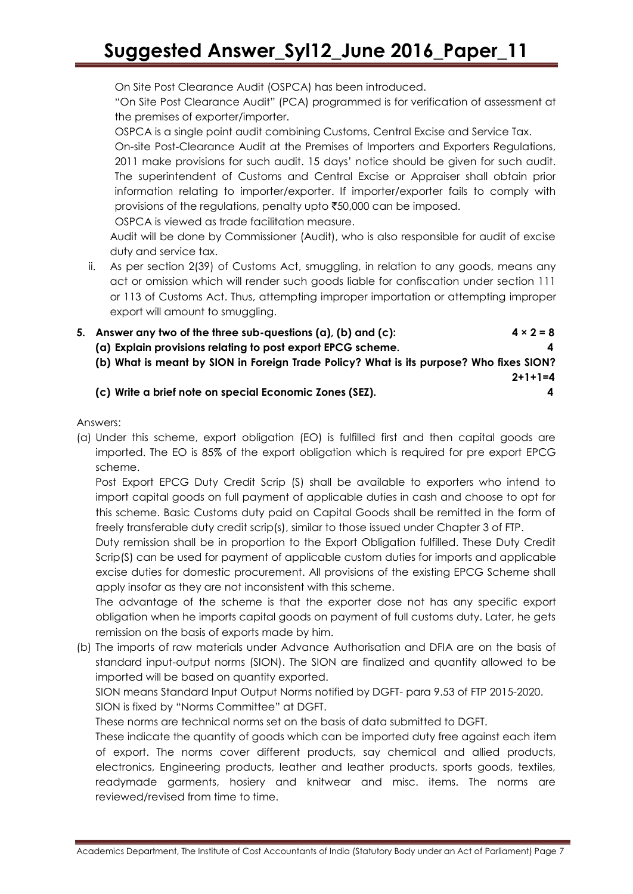On Site Post Clearance Audit (OSPCA) has been introduced.

"On Site Post Clearance Audit" (PCA) programmed is for verification of assessment at the premises of exporter/importer.

OSPCA is a single point audit combining Customs, Central Excise and Service Tax.

On-site Post-Clearance Audit at the Premises of Importers and Exporters Regulations, 2011 make provisions for such audit. 15 days' notice should be given for such audit. The superintendent of Customs and Central Excise or Appraiser shall obtain prior information relating to importer/exporter. If importer/exporter fails to comply with provisions of the regulations, penalty upto ₹50,000 can be imposed.

OSPCA is viewed as trade facilitation measure.

Audit will be done by Commissioner (Audit), who is also responsible for audit of excise duty and service tax.

ii. As per section 2(39) of Customs Act, smuggling, in relation to any goods, means any act or omission which will render such goods liable for confiscation under section 111 or 113 of Customs Act. Thus, attempting improper importation or attempting improper export will amount to smuggling.

**5. Answer any two of the three sub-questions (a), (b) and (c): $4 \times 2 = 8$**

**(a) Explain provisions relating to post export EPCG scheme. 4**

**(b) What is meant by SION in Foreign Trade Policy? What is its purpose? Who fixes SION? 2+1+1=4**

**(c) Write a brief note on special Economic Zones (SEZ). 4**

Answers:

(a) Under this scheme, export obligation (EO) is fulfilled first and then capital goods are imported. The EO is 85% of the export obligation which is required for pre export EPCG scheme.

Post Export EPCG Duty Credit Scrip (S) shall be available to exporters who intend to import capital goods on full payment of applicable duties in cash and choose to opt for this scheme. Basic Customs duty paid on Capital Goods shall be remitted in the form of freely transferable duty credit scrip(s), similar to those issued under Chapter 3 of FTP.

Duty remission shall be in proportion to the Export Obligation fulfilled. These Duty Credit Scrip(S) can be used for payment of applicable custom duties for imports and applicable excise duties for domestic procurement. All provisions of the existing EPCG Scheme shall apply insofar as they are not inconsistent with this scheme.

The advantage of the scheme is that the exporter dose not has any specific export obligation when he imports capital goods on payment of full customs duty. Later, he gets remission on the basis of exports made by him.

(b) The imports of raw materials under Advance Authorisation and DFIA are on the basis of standard input-output norms (SION). The SION are finalized and quantity allowed to be imported will be based on quantity exported.

SION means Standard Input Output Norms notified by DGFT- para 9.53 of FTP 2015-2020.

SION is fixed by "Norms Committee" at DGFT.

These norms are technical norms set on the basis of data submitted to DGFT.

These indicate the quantity of goods which can be imported duty free against each item of export. The norms cover different products, say chemical and allied products, electronics, Engineering products, leather and leather products, sports goods, textiles, readymade garments, hosiery and knitwear and misc. items. The norms are reviewed/revised from time to time.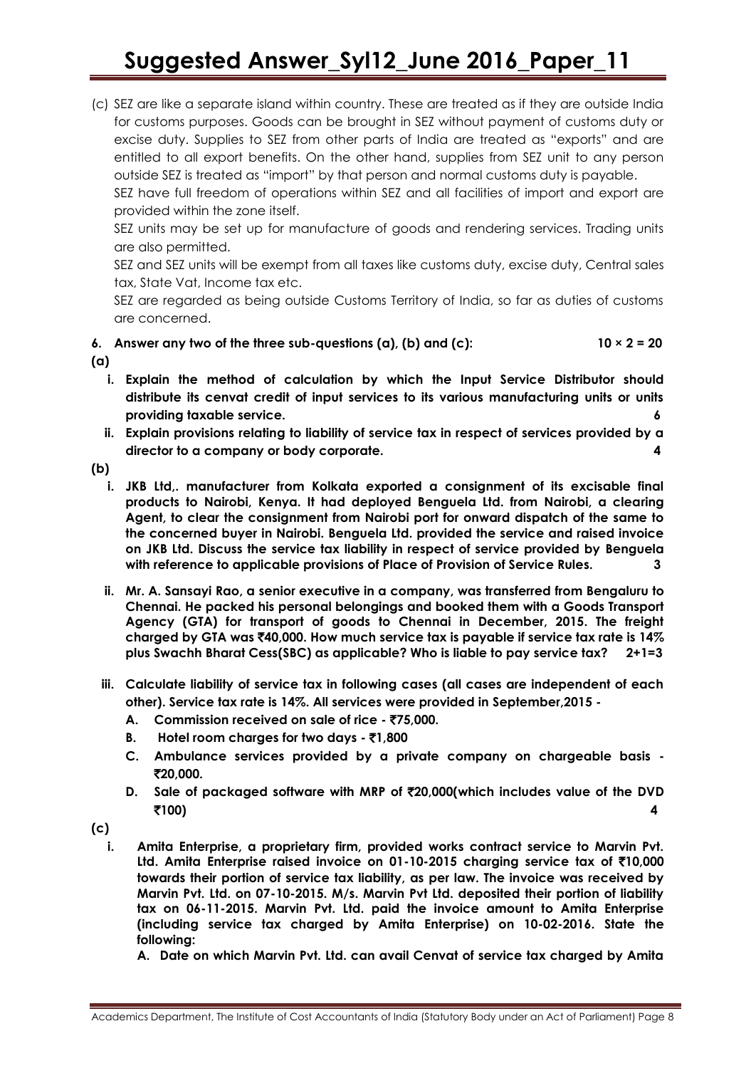(c) SEZ are like a separate island within country. These are treated as if they are outside India for customs purposes. Goods can be brought in SEZ without payment of customs duty or excise duty. Supplies to SEZ from other parts of India are treated as "exports" and are entitled to all export benefits. On the other hand, supplies from SEZ unit to any person outside SEZ is treated as "import" by that person and normal customs duty is payable.

SEZ have full freedom of operations within SEZ and all facilities of import and export are provided within the zone itself.

SEZ units may be set up for manufacture of goods and rendering services. Trading units are also permitted.

SEZ and SEZ units will be exempt from all taxes like customs duty, excise duty, Central sales tax, State Vat, Income tax etc.

SEZ are regarded as being outside Customs Territory of India, so far as duties of customs are concerned.

**6. Answer any two of the three sub-questions (a), (b) and (c): 10 × 2 = 20**

**(a)**

**i. Explain the method of calculation by which the Input Service Distributor should distribute its cenvat credit of input services to its various manufacturing units or units providing taxable service. 6**

**ii. Explain provisions relating to liability of service tax in respect of services provided by a director to a company or body corporate. 4**

**(b)**

**i. JKB Ltd,. manufacturer from Kolkata exported a consignment of its excisable final products to Nairobi, Kenya. It had deployed Benguela Ltd. from Nairobi, a clearing Agent, to clear the consignment from Nairobi port for onward dispatch of the same to the concerned buyer in Nairobi. Benguela Ltd. provided the service and raised invoice on JKB Ltd. Discuss the service tax liability in respect of service provided by Benguela with reference to applicable provisions of Place of Provision of Service Rules. 3**

**ii. Mr. A. Sansayi Rao, a senior executive in a company, was transferred from Bengaluru to Chennai. He packed his personal belongings and booked them with a Goods Transport Agency (GTA) for transport of goods to Chennai in December, 2015. The freight charged by GTA was ₹40,000. How much service tax is payable if service tax rate is 14% plus Swachh Bharat Cess(SBC) as applicable? Who is liable to pay service tax? 2+1=3**

**iii. Calculate liability of service tax in following cases (all cases are independent of each other). Service tax rate is 14%. All services were provided in September,2015 -**

**A. Commission received on sale of rice - ₹75,000.**

**B. Hotel room charges for two days - ₹1,800**

**C. Ambulance services provided by a private company on chargeable basis - ₹20,000.**

**D. Sale of packaged software with MRP of ₹20,000(which includes value of the DVD ₹100) 4**

**(c)**

**i. Amita Enterprise, a proprietary firm, provided works contract service to Marvin Pvt. Ltd. Amita Enterprise raised invoice on 01-10-2015 charging service tax of ₹10,000 towards their portion of service tax liability, as per law. The invoice was received by Marvin Pvt. Ltd. on 07-10-2015. M/s. Marvin Pvt Ltd. deposited their portion of liability tax on 06-11-2015. Marvin Pvt. Ltd. paid the invoice amount to Amita Enterprise (including service tax charged by Amita Enterprise) on 10-02-2016. State the following:**

**A. Date on which Marvin Pvt. Ltd. can avail Cenvat of service tax charged by Amita**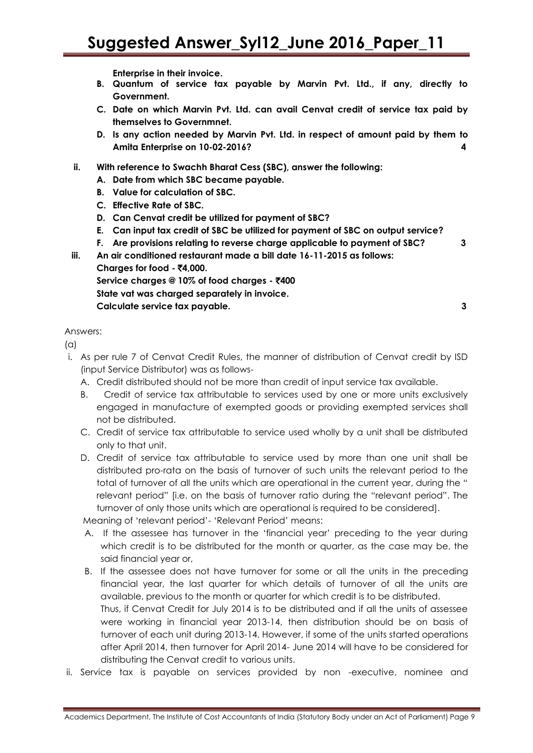**Enterprise in their invoice.**

**B. Quantum of service tax payable by Marvin Pvt. Ltd., if any, directly to Government.**

**C. Date on which Marvin Pvt. Ltd. can avail Cenvat credit of service tax paid by themselves to Governmnet.**

**D. Is any action needed by Marvin Pvt. Ltd. in respect of amount paid by them to Amita Enterprise on 10-02-2016?** **4**

**ii. With reference to Swachh Bharat Cess (SBC), answer the following:**

**A. Date from which SBC became payable.**

**B. Value for calculation of SBC.**

**C. Effective Rate of SBC.**

**D. Can Cenvat credit be utilized for payment of SBC?**

**E. Can input tax credit of SBC be utilized for payment of SBC on output service?**

**F. Are provisions relating to reverse charge applicable to payment of SBC?** **3**

**iii. An air conditioned restaurant made a bill date 16-11-2015 as follows:**

**Charges for food - ₹4,000.**

**Service charges @ 10% of food charges - ₹400**

**State vat was charged separately in invoice.**

**Calculate service tax payable.** **3**

Answers:

(a)

i. As per rule 7 of Cenvat Credit Rules, the manner of distribution of Cenvat credit by ISD (input Service Distributor) was as follows-

A. Credit distributed should not be more than credit of input service tax available.

B. Credit of service tax attributable to services used by one or more units exclusively engaged in manufacture of exempted goods or providing exempted services shall not be distributed.

C. Credit of service tax attributable to service used wholly by a unit shall be distributed only to that unit.

D. Credit of service tax attributable to service used by more than one unit shall be distributed pro-rata on the basis of turnover of such units the relevant period to the total of turnover of all the units which are operational in the current year, during the " relevant period" [i.e. on the basis of turnover ratio during the "relevant period". The turnover of only those units which are operational is required to be considered].

Meaning of 'relevant period'- 'Relevant Period' means:

A. If the assessee has turnover in the 'financial year' preceding to the year during which credit is to be distributed for the month or quarter, as the case may be, the said financial year or,

B. If the assessee does not have turnover for some or all the units in the preceding financial year, the last quarter for which details of turnover of all the units are available, previous to the month or quarter for which credit is to be distributed.

Thus, if Cenvat Credit for July 2014 is to be distributed and if all the units of assessee were working in financial year 2013-14, then distribution should be on basis of turnover of each unit during 2013-14. However, if some of the units started operations after April 2014, then turnover for April 2014- June 2014 will have to be considered for distributing the Cenvat credit to various units.

ii. Service tax is payable on services provided by non -executive, nominee and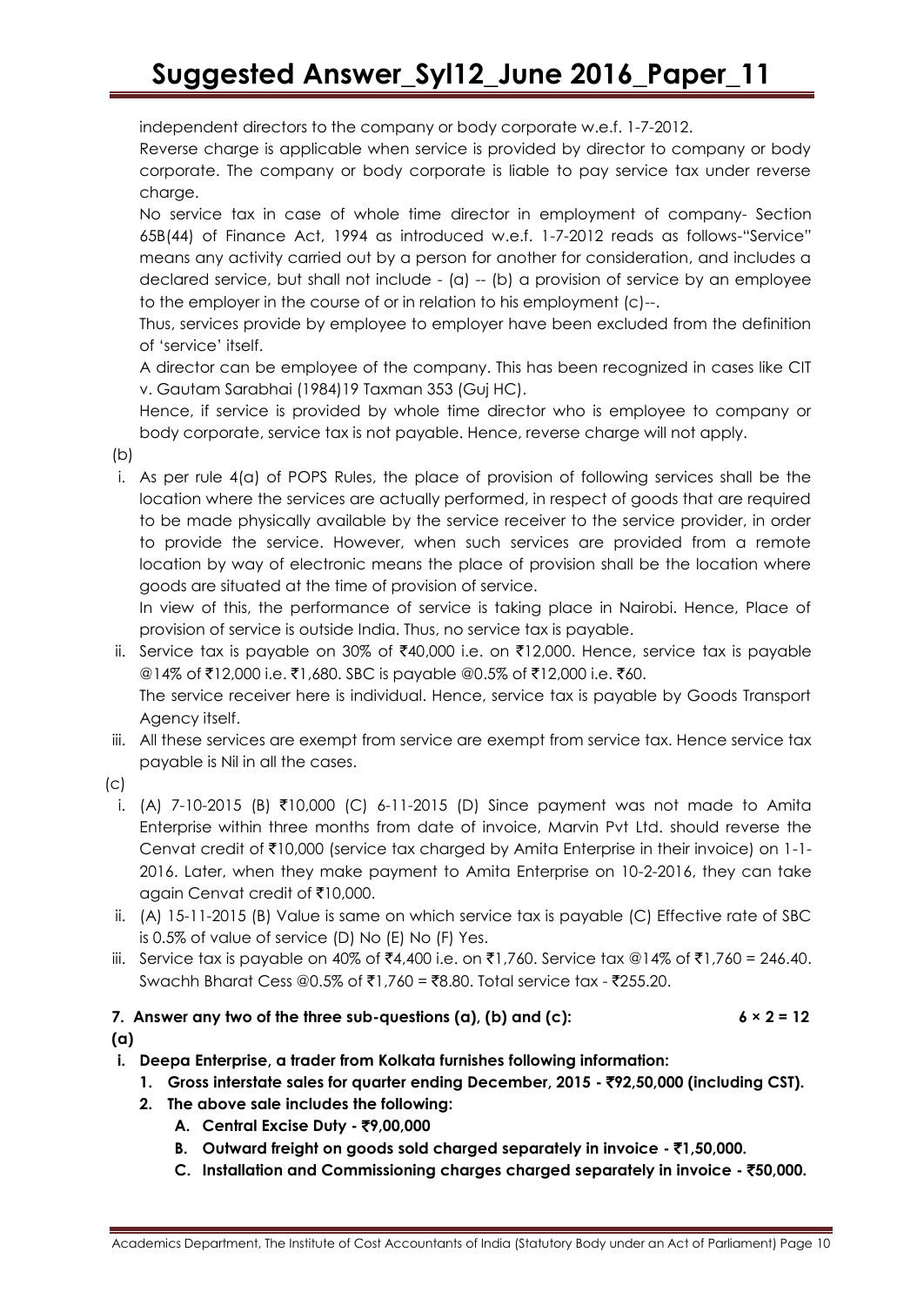independent directors to the company or body corporate w.e.f. 1-7-2012.

Reverse charge is applicable when service is provided by director to company or body corporate. The company or body corporate is liable to pay service tax under reverse charge.

No service tax in case of whole time director in employment of company- Section 65B(44) of Finance Act, 1994 as introduced w.e.f. 1-7-2012 reads as follows-"Service" means any activity carried out by a person for another for consideration, and includes a declared service, but shall not include - (a) -- (b) a provision of service by an employee to the employer in the course of or in relation to his employment (c)--.

Thus, services provide by employee to employer have been excluded from the definition of 'service' itself.

A director can be employee of the company. This has been recognized in cases like CIT v. Gautam Sarabhai (1984)19 Taxman 353 (Guj HC).

Hence, if service is provided by whole time director who is employee to company or body corporate, service tax is not payable. Hence, reverse charge will not apply.

(b)

i. As per rule 4(a) of POPS Rules, the place of provision of following services shall be the location where the services are actually performed, in respect of goods that are required to be made physically available by the service receiver to the service provider, in order to provide the service. However, when such services are provided from a remote location by way of electronic means the place of provision shall be the location where goods are situated at the time of provision of service.

   In view of this, the performance of service is taking place in Nairobi. Hence, Place of provision of service is outside India. Thus, no service tax is payable.

ii. Service tax is payable on 30% of ₹40,000 i.e. on ₹12,000. Hence, service tax is payable @14% of ₹12,000 i.e. ₹1,680. SBC is payable @0.5% of ₹12,000 i.e. ₹60.

   The service receiver here is individual. Hence, service tax is payable by Goods Transport Agency itself.

iii. All these services are exempt from service are exempt from service tax. Hence service tax payable is Nil in all the cases.

(c)

i. (A) 7-10-2015 (B) ₹10,000 (C) 6-11-2015 (D) Since payment was not made to Amita Enterprise within three months from date of invoice, Marvin Pvt Ltd. should reverse the Cenvat credit of ₹10,000 (service tax charged by Amita Enterprise in their invoice) on 1-1-2016. Later, when they make payment to Amita Enterprise on 10-2-2016, they can take again Cenvat credit of ₹10,000.

ii. (A) 15-11-2015 (B) Value is same on which service tax is payable (C) Effective rate of SBC is 0.5% of value of service (D) No (E) No (F) Yes.

iii. Service tax is payable on 40% of ₹4,400 i.e. on ₹1,760. Service tax @14% of ₹1,760 = 246.40. Swachh Bharat Cess @0.5% of ₹1,760 = ₹8.80. Total service tax - ₹255.20.

**7. Answer any two of the three sub-questions (a), (b) and (c): 6 × 2 = 12**

**(a)**

**i. Deepa Enterprise, a trader from Kolkata furnishes following information:**

   **1. Gross interstate sales for quarter ending December, 2015 - ₹92,50,000 (including CST).**

   **2. The above sale includes the following:**

      **A. Central Excise Duty - ₹9,00,000**

      **B. Outward freight on goods sold charged separately in invoice - ₹1,50,000.**

      **C. Installation and Commissioning charges charged separately in invoice - ₹50,000.**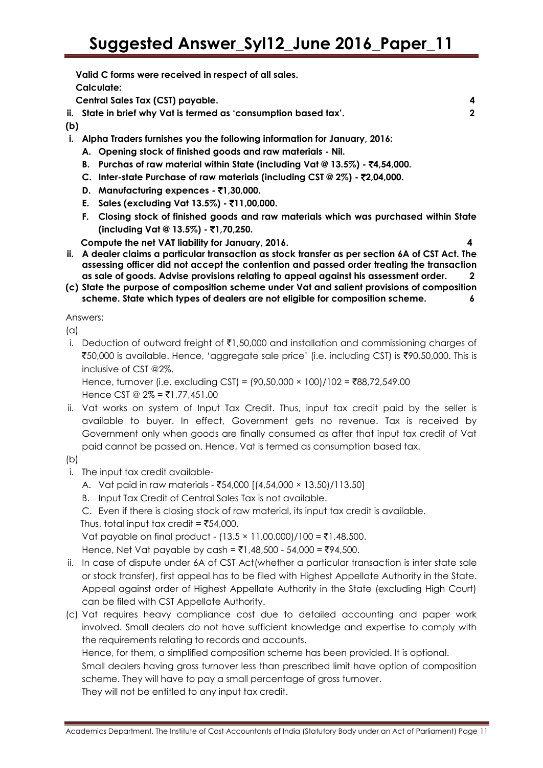**Valid C forms were received in respect of all sales.**

**Calculate:**

**Central Sales Tax (CST) payable. 4**

**ii. State in brief why Vat is termed as 'consumption based tax'. 2**

**(b)**

**i. Alpha Traders furnishes you the following information for January, 2016:**

  **A. Opening stock of finished goods and raw materials - Nil.**

  **B. Purchas of raw material within State (including Vat @ 13.5%) - ₹4,54,000.**

  **C. Inter-state Purchase of raw materials (including CST @ 2%) - ₹2,04,000.**

  **D. Manufacturing expences - ₹1,30,000.**

  **E. Sales (excluding Vat 13.5%) - ₹11,00,000.**

  **F. Closing stock of finished goods and raw materials which was purchased within State (including Vat @ 13.5%) - ₹1,70,250.**

**Compute the net VAT liability for January, 2016. 4**

**ii. A dealer claims a particular transaction as stock transfer as per section 6A of CST Act. The assessing officer did not accept the contention and passed order treating the transaction as sale of goods. Advise provisions relating to appeal against his assessment order. 2**

**(c) State the purpose of composition scheme under Vat and salient provisions of composition scheme. State which types of dealers are not eligible for composition scheme. 6**

Answers:

(a)

i. Deduction of outward freight of ₹1,50,000 and installation and commissioning charges of ₹50,000 is available. Hence, 'aggregate sale price' (i.e. including CST) is ₹90,50,000. This is inclusive of CST @2%.

Hence, turnover (i.e. excluding CST) = (90,50,000 × 100)/102 = ₹88,72,549.00

Hence CST @ 2% = ₹1,77,451.00

ii. Vat works on system of Input Tax Credit. Thus, input tax credit paid by the seller is available to buyer. In effect, Government gets no revenue. Tax is received by Government only when goods are finally consumed as after that input tax credit of Vat paid cannot be passed on. Hence, Vat is termed as consumption based tax.

(b)

i. The input tax credit available-

  A. Vat paid in raw materials - ₹54,000 [(4,54,000 × 13.50)/113.50]

  B. Input Tax Credit of Central Sales Tax is not available.

  C. Even if there is closing stock of raw material, its input tax credit is available.

Thus, total input tax credit = ₹54,000.

Vat payable on final product - (13.5 × 11,00,000)/100 = ₹1,48,500.

Hence, Net Vat payable by cash = ₹1,48,500 - 54,000 = ₹94,500.

ii. In case of dispute under 6A of CST Act(whether a particular transaction is inter state sale or stock transfer), first appeal has to be filed with Highest Appellate Authority in the State. Appeal against order of Highest Appellate Authority in the State (excluding High Court) can be filed with CST Appellate Authority.

(c) Vat requires heavy compliance cost due to detailed accounting and paper work involved. Small dealers do not have sufficient knowledge and expertise to comply with the requirements relating to records and accounts.

Hence, for them, a simplified composition scheme has been provided. It is optional.

Small dealers having gross turnover less than prescribed limit have option of composition scheme. They will have to pay a small percentage of gross turnover.

They will not be entitled to any input tax credit.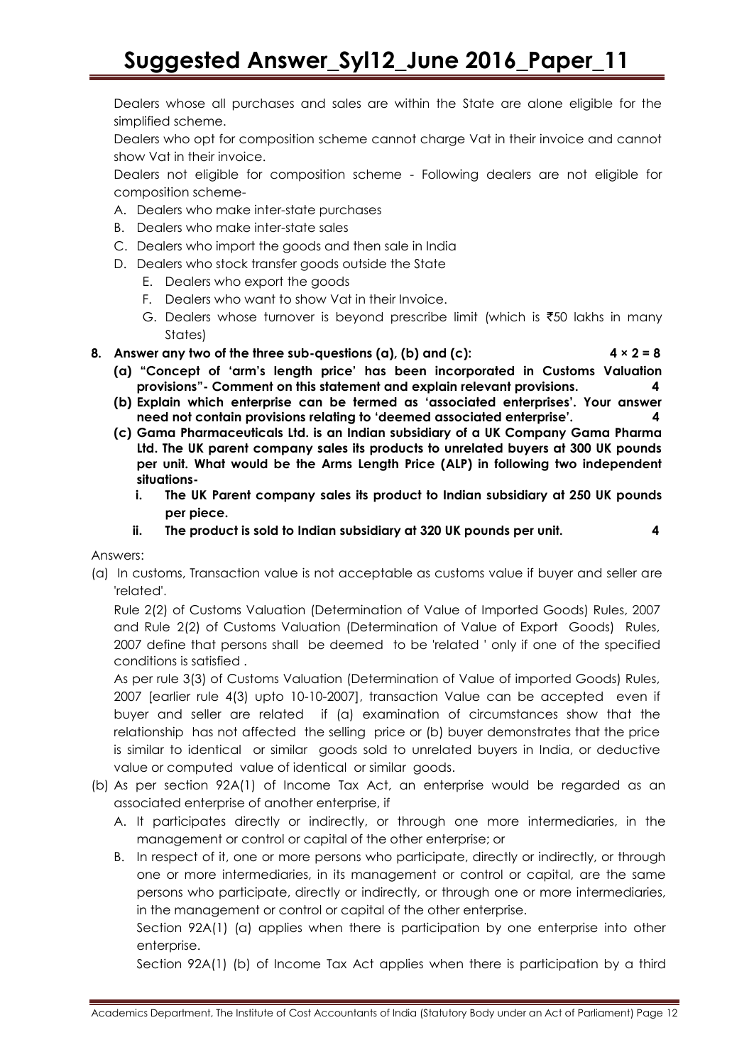Dealers whose all purchases and sales are within the State are alone eligible for the simplified scheme.

Dealers who opt for composition scheme cannot charge Vat in their invoice and cannot show Vat in their invoice.

Dealers not eligible for composition scheme - Following dealers are not eligible for composition scheme-

A. Dealers who make inter-state purchases
B. Dealers who make inter-state sales
C. Dealers who import the goods and then sale in India
D. Dealers who stock transfer goods outside the State
   E. Dealers who export the goods
   F. Dealers who want to show Vat in their Invoice.
   G. Dealers whose turnover is beyond prescribe limit (which is ₹50 lakhs in many States)

**8. Answer any two of the three sub-questions (a), (b) and (c): 4 × 2 = 8**

**(a) "Concept of 'arm's length price' has been incorporated in Customs Valuation provisions"- Comment on this statement and explain relevant provisions. 4**

**(b) Explain which enterprise can be termed as 'associated enterprises'. Your answer need not contain provisions relating to 'deemed associated enterprise'. 4**

**(c) Gama Pharmaceuticals Ltd. is an Indian subsidiary of a UK Company Gama Pharma Ltd. The UK parent company sales its products to unrelated buyers at 300 UK pounds per unit. What would be the Arms Length Price (ALP) in following two independent situations-**

   **i. The UK Parent company sales its product to Indian subsidiary at 250 UK pounds per piece.**

   **ii. The product is sold to Indian subsidiary at 320 UK pounds per unit. 4**

Answers:

(a) In customs, Transaction value is not acceptable as customs value if buyer and seller are 'related'.

Rule 2(2) of Customs Valuation (Determination of Value of Imported Goods) Rules, 2007 and Rule 2(2) of Customs Valuation (Determination of Value of Export Goods) Rules, 2007 define that persons shall be deemed to be 'related ' only if one of the specified conditions is satisfied .

As per rule 3(3) of Customs Valuation (Determination of Value of imported Goods) Rules, 2007 [earlier rule 4(3) upto 10-10-2007], transaction Value can be accepted even if buyer and seller are related if (a) examination of circumstances show that the relationship has not affected the selling price or (b) buyer demonstrates that the price is similar to identical or similar goods sold to unrelated buyers in India, or deductive value or computed value of identical or similar goods.

(b) As per section 92A(1) of Income Tax Act, an enterprise would be regarded as an associated enterprise of another enterprise, if

A. It participates directly or indirectly, or through one more intermediaries, in the management or control or capital of the other enterprise; or

B. In respect of it, one or more persons who participate, directly or indirectly, or through one or more intermediaries, in its management or control or capital, are the same persons who participate, directly or indirectly, or through one or more intermediaries, in the management or control or capital of the other enterprise.

Section 92A(1) (a) applies when there is participation by one enterprise into other enterprise.

Section 92A(1) (b) of Income Tax Act applies when there is participation by a third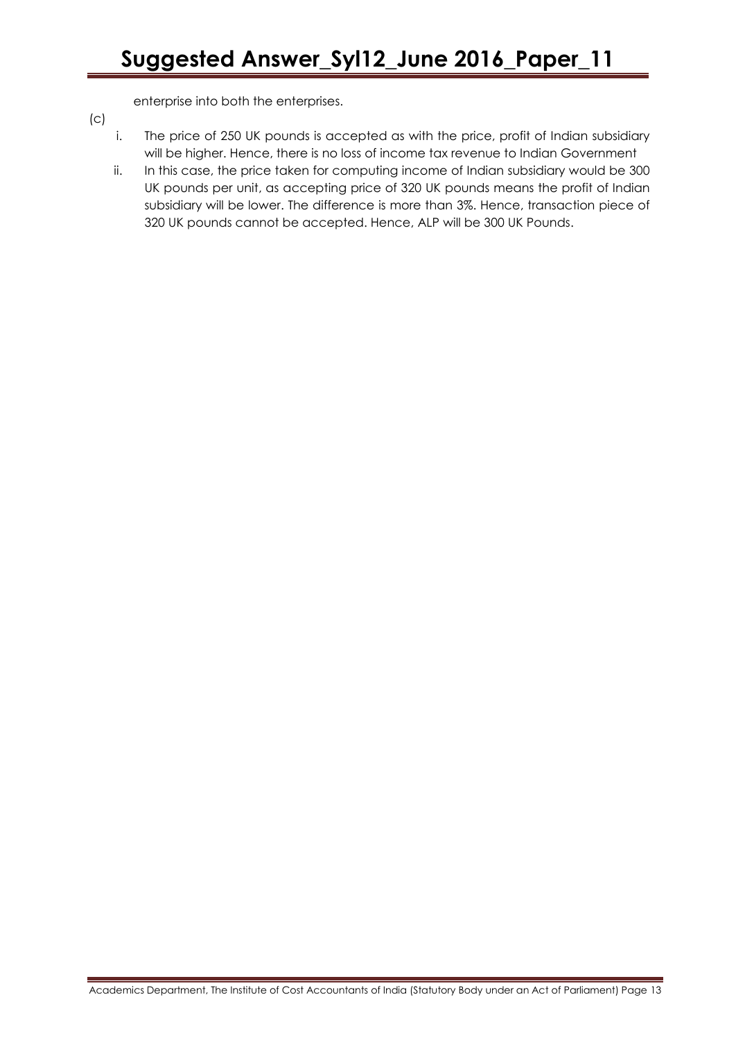enterprise into both the enterprises.

(c)

i. The price of 250 UK pounds is accepted as with the price, profit of Indian subsidiary will be higher. Hence, there is no loss of income tax revenue to Indian Government

ii. In this case, the price taken for computing income of Indian subsidiary would be 300 UK pounds per unit, as accepting price of 320 UK pounds means the profit of Indian subsidiary will be lower. The difference is more than 3%. Hence, transaction piece of 320 UK pounds cannot be accepted. Hence, ALP will be 300 UK Pounds.